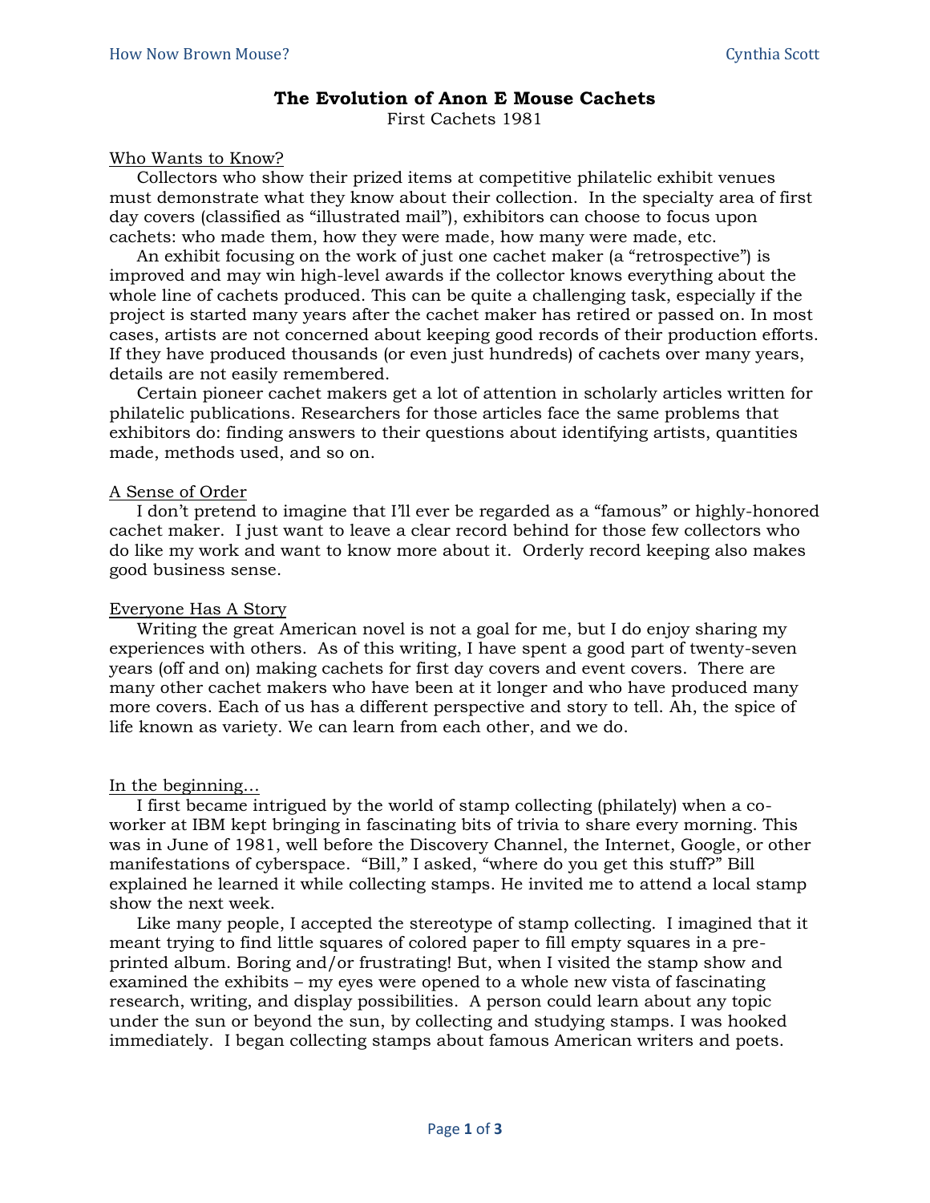# The Evolution of Anon E Mouse Cachets

First Cachets 1981

## Who Wants to Know?

Collectors who show their prized items at competitive philatelic exhibit venues must demonstrate what they know about their collection. In the specialty area of first day covers (classified as "illustrated mail"), exhibitors can choose to focus upon cachets: who made them, how they were made, how many were made, etc.

An exhibit focusing on the work of just one cachet maker (a "retrospective") is improved and may win high-level awards if the collector knows everything about the whole line of cachets produced. This can be quite a challenging task, especially if the project is started many years after the cachet maker has retired or passed on. In most cases, artists are not concerned about keeping good records of their production efforts. If they have produced thousands (or even just hundreds) of cachets over many years, details are not easily remembered.

Certain pioneer cachet makers get a lot of attention in scholarly articles written for philatelic publications. Researchers for those articles face the same problems that exhibitors do: finding answers to their questions about identifying artists, quantities made, methods used, and so on.

## A Sense of Order

I don't pretend to imagine that I'll ever be regarded as a "famous" or highly-honored cachet maker. I just want to leave a clear record behind for those few collectors who do like my work and want to know more about it. Orderly record keeping also makes good business sense.

## Everyone Has A Story

Writing the great American novel is not a goal for me, but I do enjoy sharing my experiences with others. As of this writing, I have spent a good part of twenty-seven years (off and on) making cachets for first day covers and event covers. There are many other cachet makers who have been at it longer and who have produced many more covers. Each of us has a different perspective and story to tell. Ah, the spice of life known as variety. We can learn from each other, and we do.

## In the beginning…

I first became intrigued by the world of stamp collecting (philately) when a co-worker at IBM kept bringing in fascinating bits of trivia to share every morning. This was in June of 1981, well before the Discovery Channel, the Internet, Google, or other manifestations of cyberspace. "Bill," I asked, "where do you get this stuff?" Bill explained he learned it while collecting stamps. He invited me to attend a local stamp show the next week.

Like many people, I accepted the stereotype of stamp collecting. I imagined that it meant trying to find little squares of colored paper to fill empty squares in a pre-printed album. Boring and/or frustrating! But, when I visited the stamp show and examined the exhibits – my eyes were opened to a whole new vista of fascinating research, writing, and display possibilities. A person could learn about any topic under the sun or beyond the sun, by collecting and studying stamps. I was hooked immediately. I began collecting stamps about famous American writers and poets.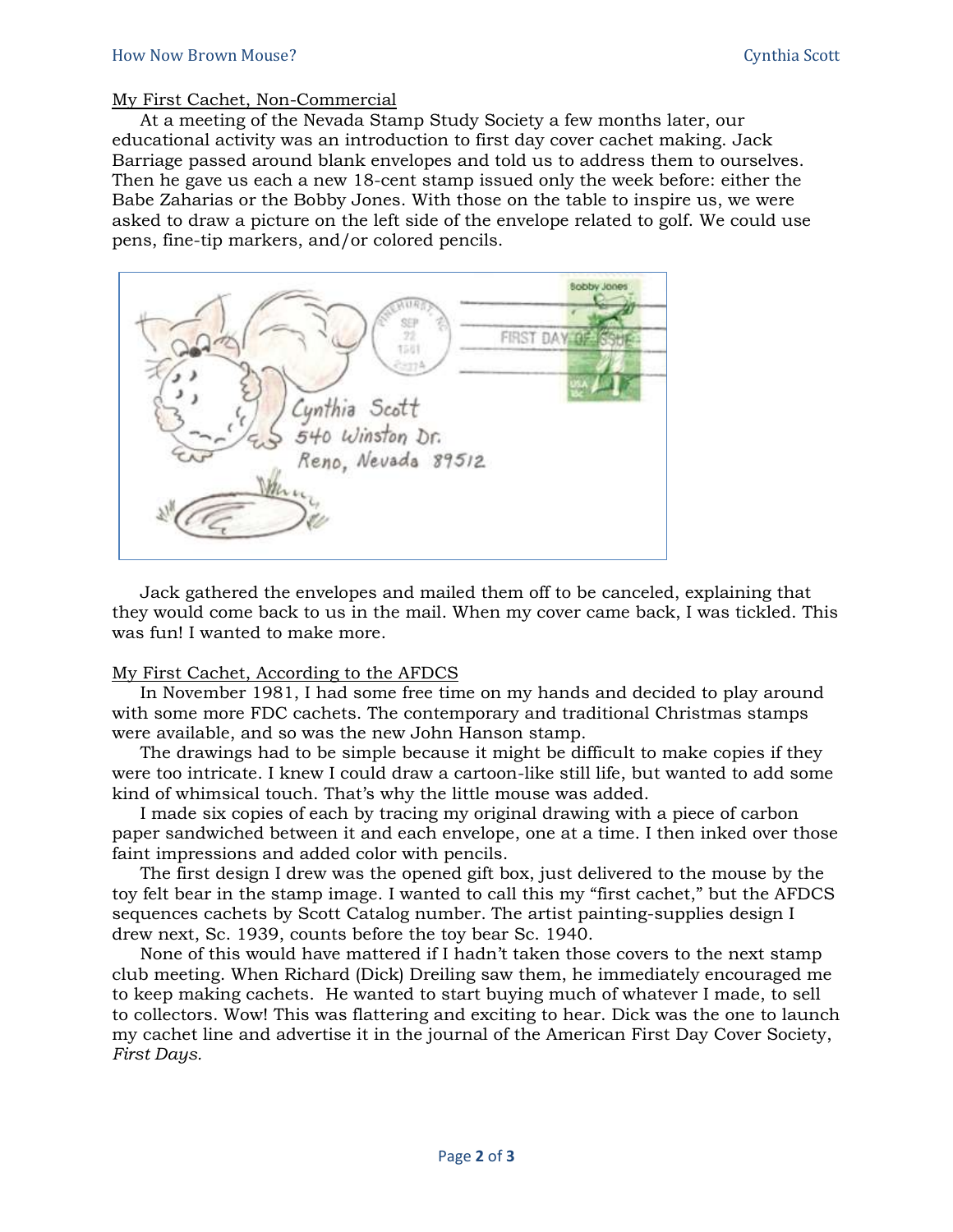## My First Cachet, Non-Commercial

At a meeting of the Nevada Stamp Study Society a few months later, our educational activity was an introduction to first day cover cachet making. Jack Barriage passed around blank envelopes and told us to address them to ourselves. Then he gave us each a new 18-cent stamp issued only the week before: either the Babe Zaharias or the Bobby Jones. With those on the table to inspire us, we were asked to draw a picture on the left side of the envelope related to golf. We could use pens, fine-tip markers, and/or colored pencils.

Jack gathered the envelopes and mailed them off to be canceled, explaining that they would come back to us in the mail. When my cover came back, I was tickled. This was fun! I wanted to make more.

## My First Cachet, According to the AFDCS

In November 1981, I had some free time on my hands and decided to play around with some more FDC cachets. The contemporary and traditional Christmas stamps were available, and so was the new John Hanson stamp.

The drawings had to be simple because it might be difficult to make copies if they were too intricate. I knew I could draw a cartoon-like still life, but wanted to add some kind of whimsical touch. That's why the little mouse was added.

I made six copies of each by tracing my original drawing with a piece of carbon paper sandwiched between it and each envelope, one at a time. I then inked over those faint impressions and added color with pencils.

The first design I drew was the opened gift box, just delivered to the mouse by the toy felt bear in the stamp image. I wanted to call this my "first cachet," but the AFDCS sequences cachets by Scott Catalog number. The artist painting-supplies design I drew next, Sc. 1939, counts before the toy bear Sc. 1940.

None of this would have mattered if I hadn't taken those covers to the next stamp club meeting. When Richard (Dick) Dreiling saw them, he immediately encouraged me to keep making cachets. He wanted to start buying much of whatever I made, to sell to collectors. Wow! This was flattering and exciting to hear. Dick was the one to launch my cachet line and advertise it in the journal of the American First Day Cover Society, *First Days.*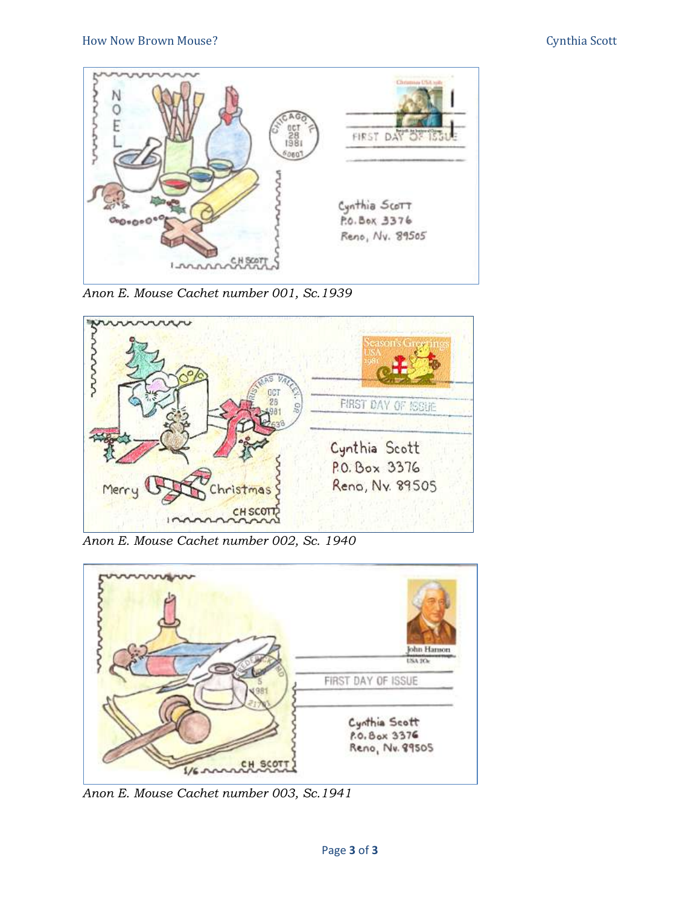*Anon E. Mouse Cachet number 001, Sc.1939*

*Anon E. Mouse Cachet number 002, Sc. 1940*

*Anon E. Mouse Cachet number 003, Sc.1941*